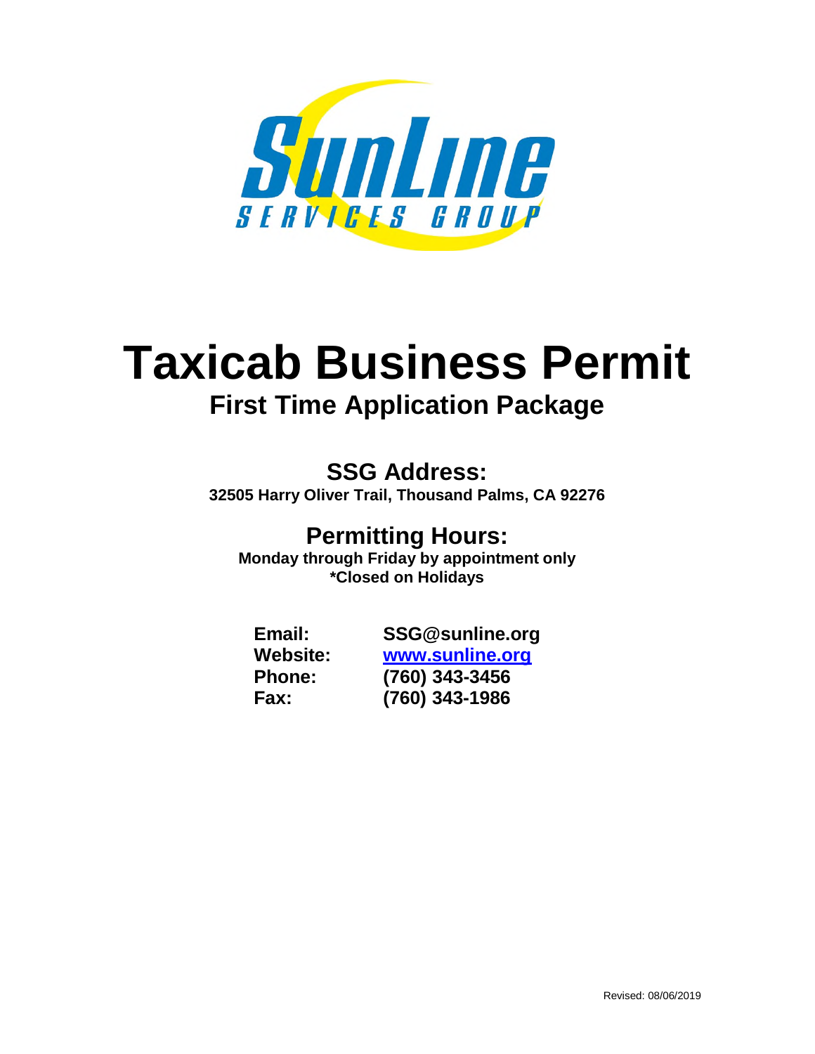SunLine SERVICES GROUP

# Taxicab Business Permit

## First Time Application Package

### SSG Address:

**32505 Harry Oliver Trail, Thousand Palms, CA 92276**

### Permitting Hours:

**Monday through Friday by appointment only**
**\*Closed on Holidays**

| | |
|---|---|
| **Email:** | **SSG@sunline.org** |
| **Website:** | **www.sunline.org** |
| **Phone:** | **(760) 343-3456** |
| **Fax:** | **(760) 343-1986** |

Revised: 08/06/2019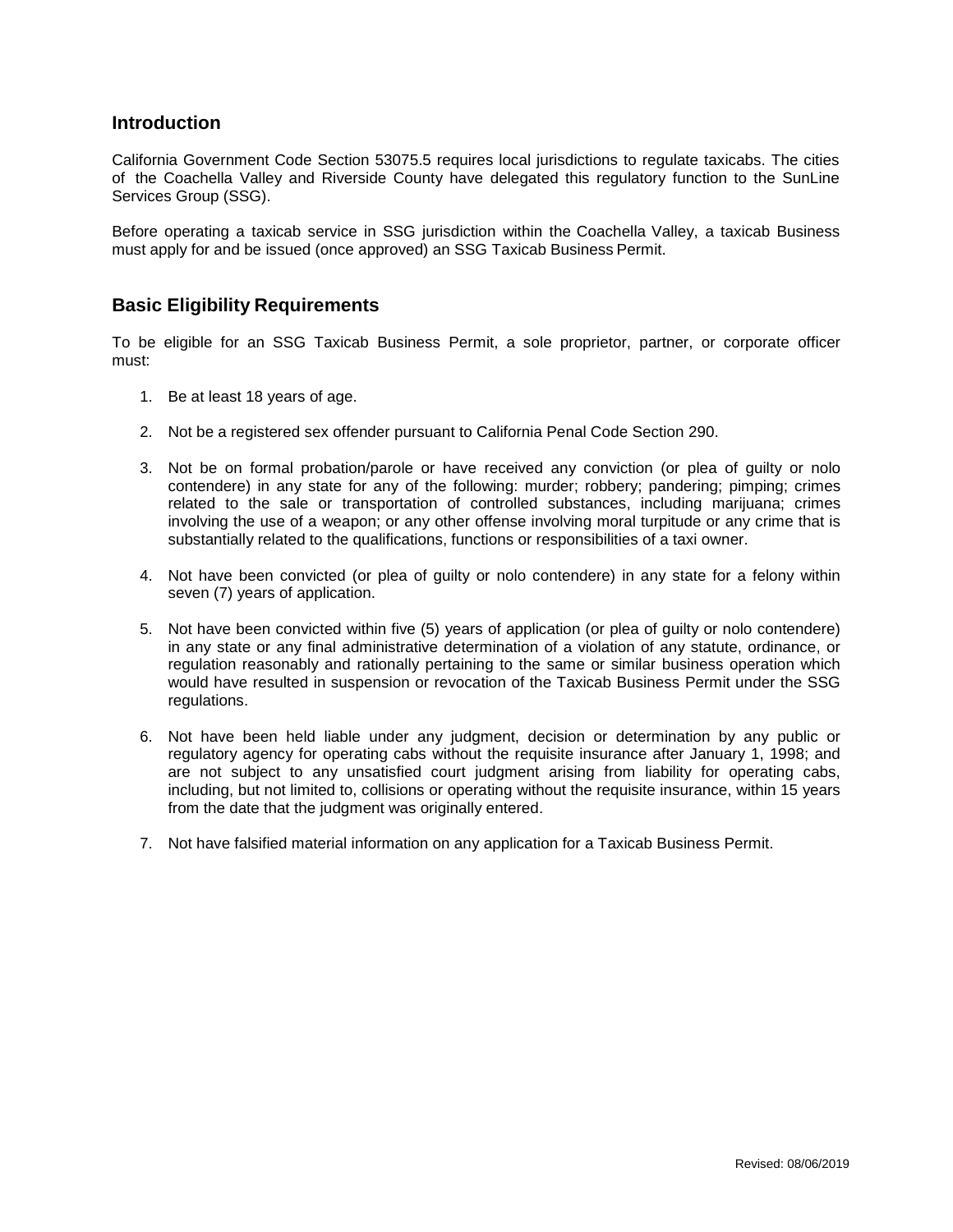## Introduction

California Government Code Section 53075.5 requires local jurisdictions to regulate taxicabs. The cities of the Coachella Valley and Riverside County have delegated this regulatory function to the SunLine Services Group (SSG).

Before operating a taxicab service in SSG jurisdiction within the Coachella Valley, a taxicab Business must apply for and be issued (once approved) an SSG Taxicab Business Permit.

## Basic Eligibility Requirements

To be eligible for an SSG Taxicab Business Permit, a sole proprietor, partner, or corporate officer must:

1. Be at least 18 years of age.

2. Not be a registered sex offender pursuant to California Penal Code Section 290.

3. Not be on formal probation/parole or have received any conviction (or plea of guilty or nolo contendere) in any state for any of the following: murder; robbery; pandering; pimping; crimes related to the sale or transportation of controlled substances, including marijuana; crimes involving the use of a weapon; or any other offense involving moral turpitude or any crime that is substantially related to the qualifications, functions or responsibilities of a taxi owner.

4. Not have been convicted (or plea of guilty or nolo contendere) in any state for a felony within seven (7) years of application.

5. Not have been convicted within five (5) years of application (or plea of guilty or nolo contendere) in any state or any final administrative determination of a violation of any statute, ordinance, or regulation reasonably and rationally pertaining to the same or similar business operation which would have resulted in suspension or revocation of the Taxicab Business Permit under the SSG regulations.

6. Not have been held liable under any judgment, decision or determination by any public or regulatory agency for operating cabs without the requisite insurance after January 1, 1998; and are not subject to any unsatisfied court judgment arising from liability for operating cabs, including, but not limited to, collisions or operating without the requisite insurance, within 15 years from the date that the judgment was originally entered.

7. Not have falsified material information on any application for a Taxicab Business Permit.

Revised: 08/06/2019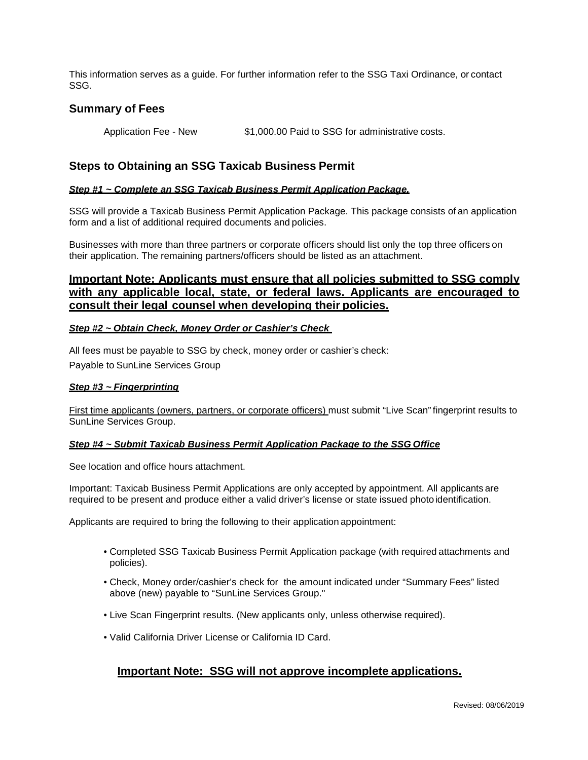This information serves as a guide. For further information refer to the SSG Taxi Ordinance, or contact SSG.

## Summary of Fees

| | |
|---|---|
| Application Fee - New | $1,000.00 Paid to SSG for administrative costs. |

## Steps to Obtaining an SSG Taxicab Business Permit

***Step #1 ~ Complete an SSG Taxicab Business Permit Application Package.***

SSG will provide a Taxicab Business Permit Application Package. This package consists of an application form and a list of additional required documents and policies.

Businesses with more than three partners or corporate officers should list only the top three officers on their application. The remaining partners/officers should be listed as an attachment.

### Important Note: Applicants must ensure that all policies submitted to SSG comply with any applicable local, state, or federal laws. Applicants are encouraged to consult their legal counsel when developing their policies.

***Step #2 ~ Obtain Check, Money Order or Cashier's Check***

All fees must be payable to SSG by check, money order or cashier's check:

Payable to SunLine Services Group

***Step #3 ~ Fingerprinting***

First time applicants (owners, partners, or corporate officers) must submit "Live Scan" fingerprint results to SunLine Services Group.

***Step #4 ~ Submit Taxicab Business Permit Application Package to the SSG Office***

See location and office hours attachment.

Important: Taxicab Business Permit Applications are only accepted by appointment. All applicants are required to be present and produce either a valid driver's license or state issued photo identification.

Applicants are required to bring the following to their application appointment:

- Completed SSG Taxicab Business Permit Application package (with required attachments and policies).
- Check, Money order/cashier's check for the amount indicated under "Summary Fees" listed above (new) payable to "SunLine Services Group."
- Live Scan Fingerprint results. (New applicants only, unless otherwise required).
- Valid California Driver License or California ID Card.

### Important Note: SSG will not approve incomplete applications.

Revised: 08/06/2019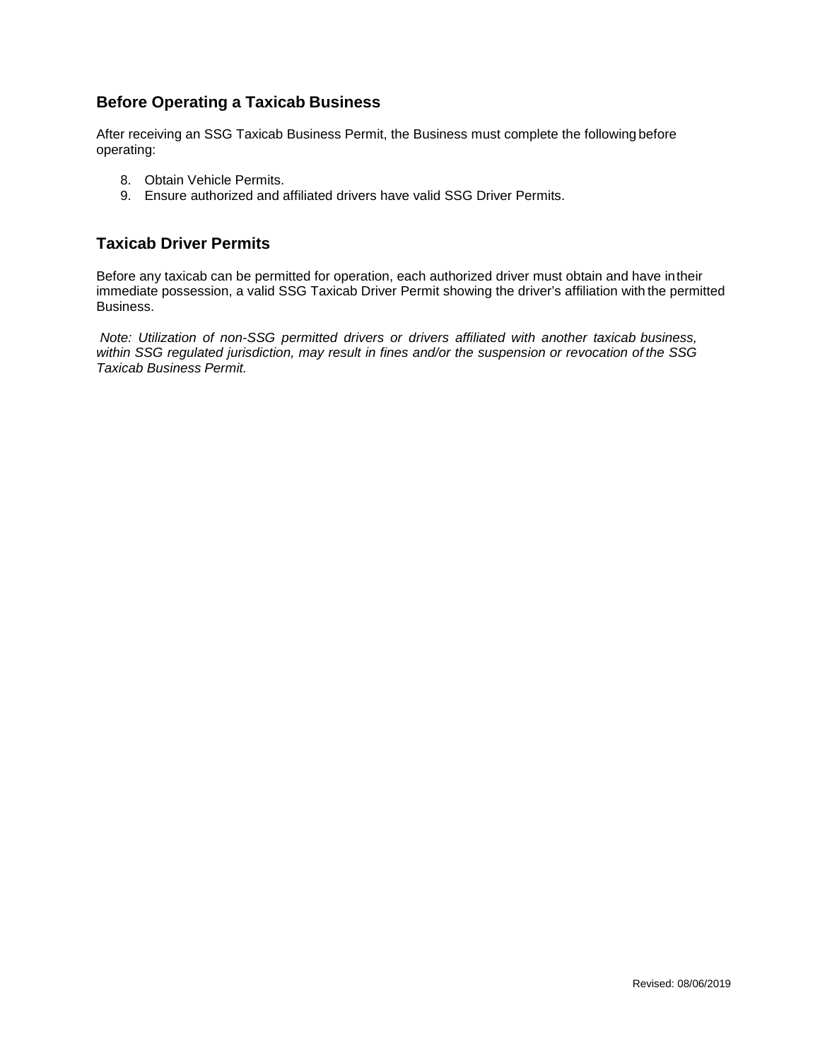## Before Operating a Taxicab Business

After receiving an SSG Taxicab Business Permit, the Business must complete the following before operating:

8. Obtain Vehicle Permits.
9. Ensure authorized and affiliated drivers have valid SSG Driver Permits.

## Taxicab Driver Permits

Before any taxicab can be permitted for operation, each authorized driver must obtain and have in their immediate possession, a valid SSG Taxicab Driver Permit showing the driver's affiliation with the permitted Business.

*Note: Utilization of non-SSG permitted drivers or drivers affiliated with another taxicab business, within SSG regulated jurisdiction, may result in fines and/or the suspension or revocation of the SSG Taxicab Business Permit.*

Revised: 08/06/2019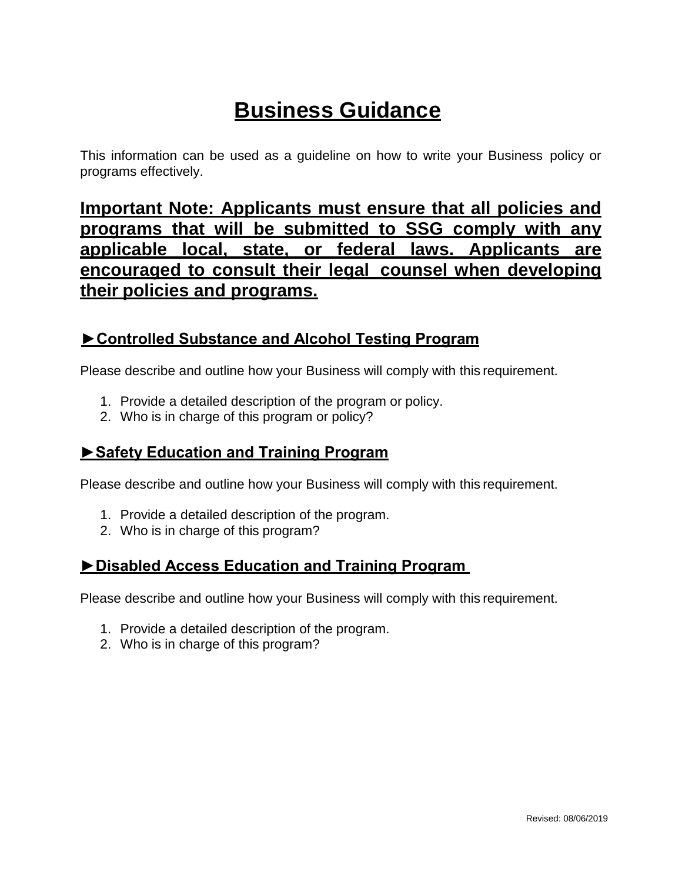# Business Guidance

This information can be used as a guideline on how to write your Business policy or programs effectively.

**Important Note: Applicants must ensure that all policies and programs that will be submitted to SSG comply with any applicable local, state, or federal laws. Applicants are encouraged to consult their legal counsel when developing their policies and programs.**

## ►Controlled Substance and Alcohol Testing Program

Please describe and outline how your Business will comply with this requirement.

1. Provide a detailed description of the program or policy.
2. Who is in charge of this program or policy?

## ►Safety Education and Training Program

Please describe and outline how your Business will comply with this requirement.

1. Provide a detailed description of the program.
2. Who is in charge of this program?

## ►Disabled Access Education and Training Program

Please describe and outline how your Business will comply with this requirement.

1. Provide a detailed description of the program.
2. Who is in charge of this program?

Revised: 08/06/2019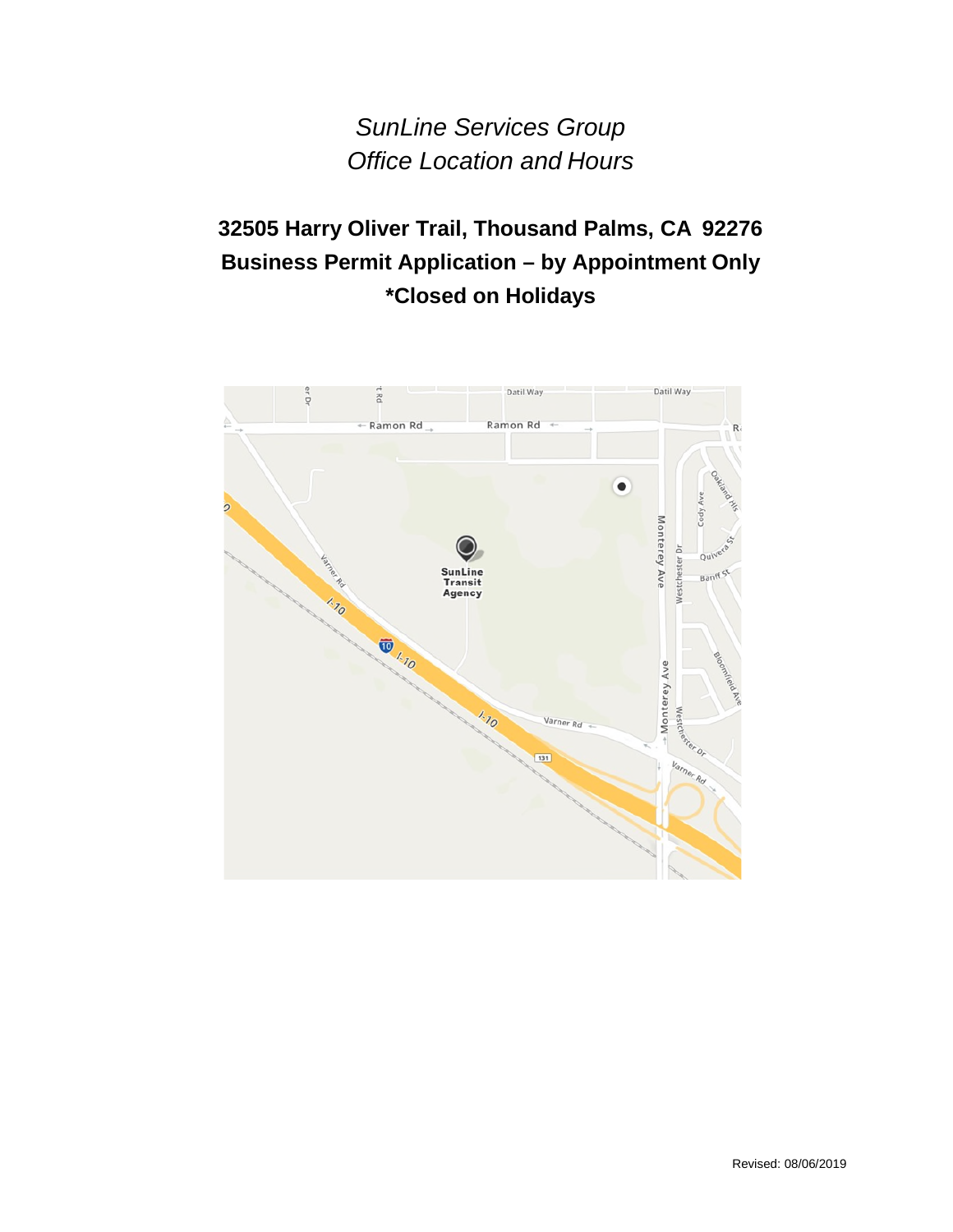*SunLine Services Group*
*Office Location and Hours*

**32505 Harry Oliver Trail, Thousand Palms, CA 92276**
**Business Permit Application – by Appointment Only**
**\*Closed on Holidays**

Revised: 08/06/2019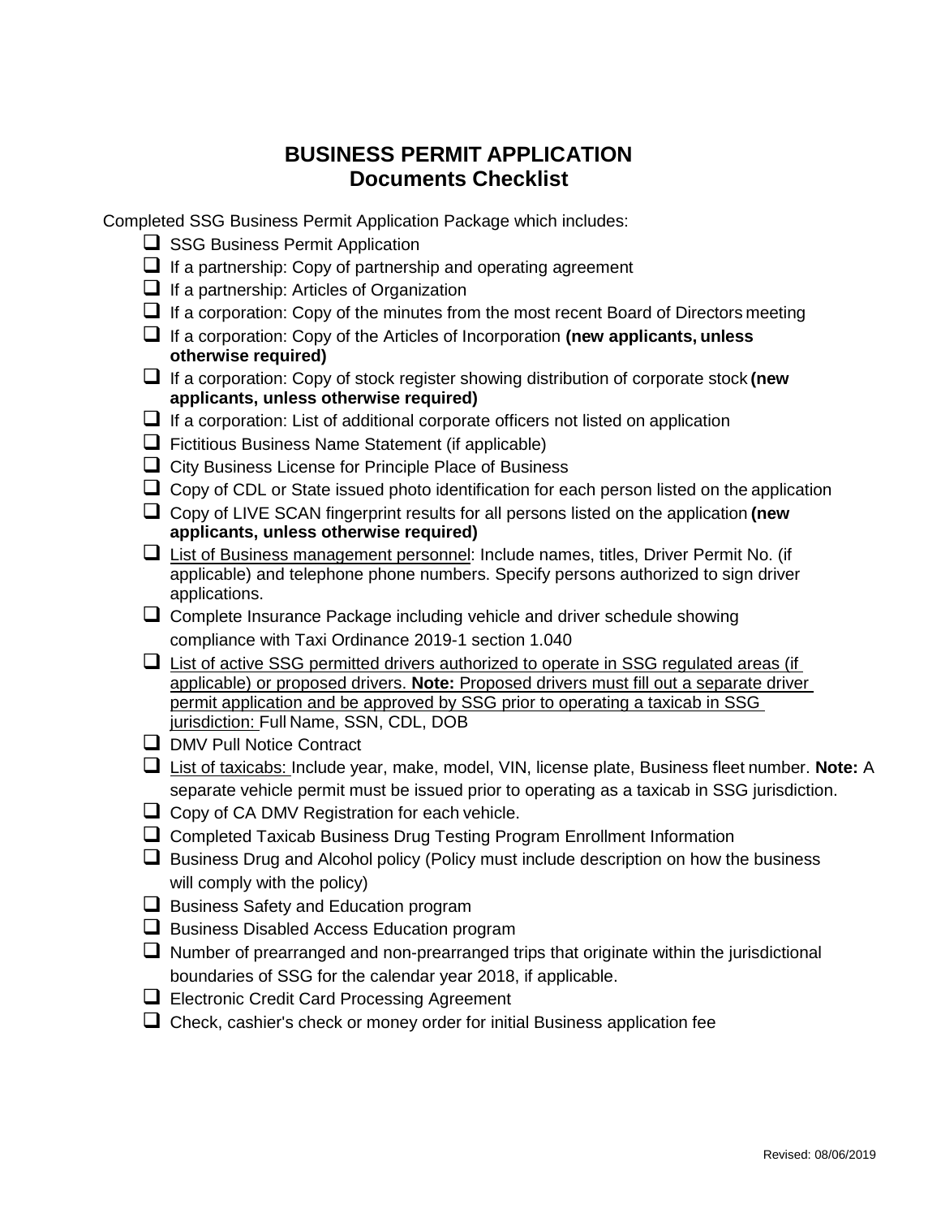# BUSINESS PERMIT APPLICATION
## Documents Checklist

Completed SSG Business Permit Application Package which includes:

- ☐ SSG Business Permit Application
- ☐ If a partnership: Copy of partnership and operating agreement
- ☐ If a partnership: Articles of Organization
- ☐ If a corporation: Copy of the minutes from the most recent Board of Directors meeting
- ☐ If a corporation: Copy of the Articles of Incorporation **(new applicants, unless otherwise required)**
- ☐ If a corporation: Copy of stock register showing distribution of corporate stock **(new applicants, unless otherwise required)**
- ☐ If a corporation: List of additional corporate officers not listed on application
- ☐ Fictitious Business Name Statement (if applicable)
- ☐ City Business License for Principle Place of Business
- ☐ Copy of CDL or State issued photo identification for each person listed on the application
- ☐ Copy of LIVE SCAN fingerprint results for all persons listed on the application **(new applicants, unless otherwise required)**
- ☐ <u>List of Business management personnel</u>: Include names, titles, Driver Permit No. (if applicable) and telephone phone numbers. Specify persons authorized to sign driver applications.
- ☐ Complete Insurance Package including vehicle and driver schedule showing compliance with Taxi Ordinance 2019-1 section 1.040
- ☐ <u>List of active SSG permitted drivers authorized to operate in SSG regulated areas (if applicable) or proposed drivers. **Note:** Proposed drivers must fill out a separate driver permit application and be approved by SSG prior to operating a taxicab in SSG jurisdiction:</u> Full Name, SSN, CDL, DOB
- ☐ DMV Pull Notice Contract
- ☐ <u>List of taxicabs:</u> Include year, make, model, VIN, license plate, Business fleet number. **Note:** A separate vehicle permit must be issued prior to operating as a taxicab in SSG jurisdiction.
- ☐ Copy of CA DMV Registration for each vehicle.
- ☐ Completed Taxicab Business Drug Testing Program Enrollment Information
- ☐ Business Drug and Alcohol policy (Policy must include description on how the business will comply with the policy)
- ☐ Business Safety and Education program
- ☐ Business Disabled Access Education program
- ☐ Number of prearranged and non-prearranged trips that originate within the jurisdictional boundaries of SSG for the calendar year 2018, if applicable.
- ☐ Electronic Credit Card Processing Agreement
- ☐ Check, cashier's check or money order for initial Business application fee

Revised: 08/06/2019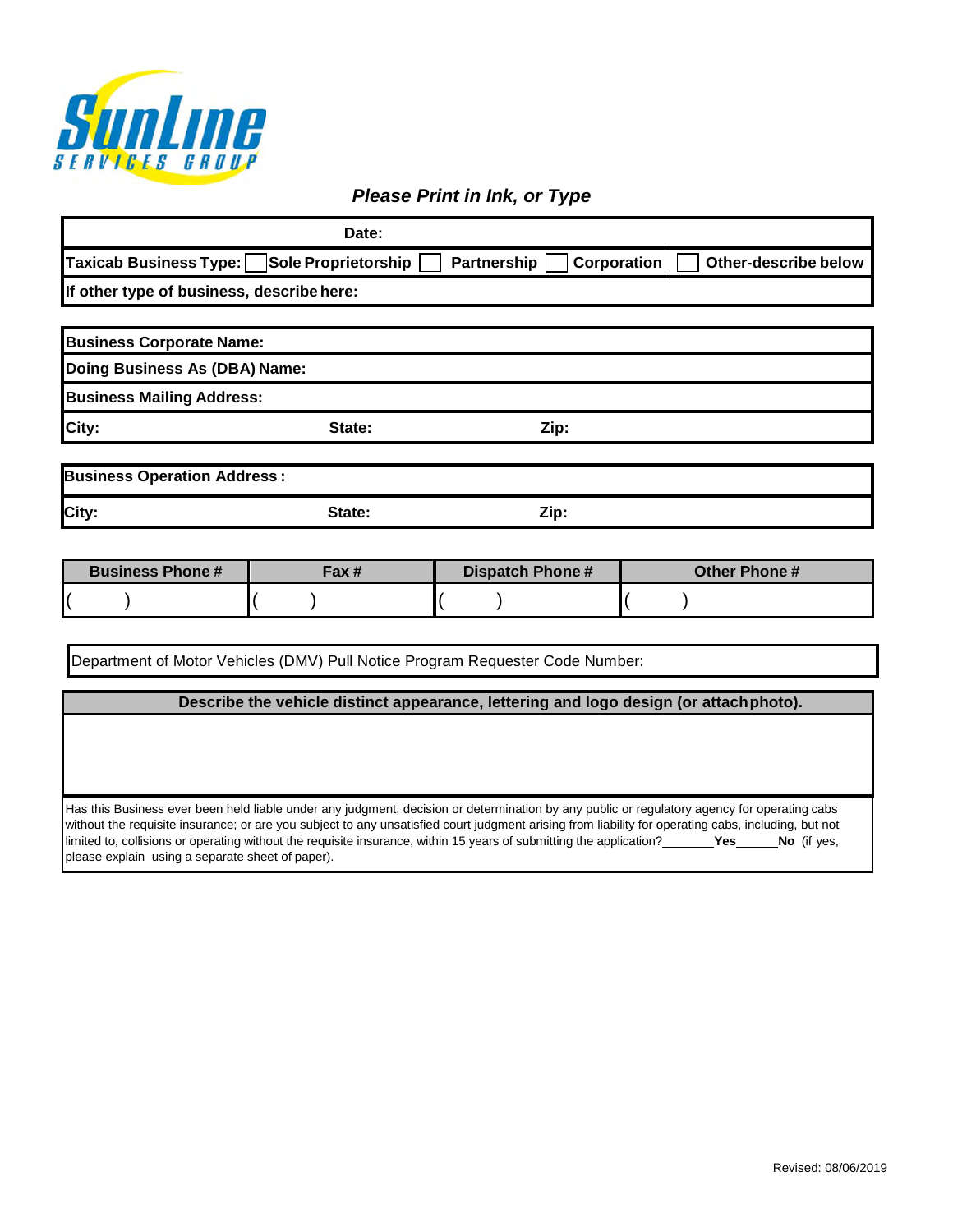SunLine SERVICES GROUP

***Please Print in Ink, or Type***

**Date:**

**Taxicab Business Type:** ☐ **Sole Proprietorship** ☐ **Partnership** ☐ **Corporation** ☐ **Other-describe below**

**If other type of business, describe here:**

**Business Corporate Name:**

**Doing Business As (DBA) Name:**

**Business Mailing Address:**

**City:** **State:** **Zip:**

**Business Operation Address :**

**City:** **State:** **Zip:**

| Business Phone # | Fax # | Dispatch Phone # | Other Phone # |
|---|---|---|---|
| (     ) | (     ) | (     ) | (     ) |

Department of Motor Vehicles (DMV) Pull Notice Program Requester Code Number:

**Describe the vehicle distinct appearance, lettering and logo design (or attach photo).**

Has this Business ever been held liable under any judgment, decision or determination by any public or regulatory agency for operating cabs without the requisite insurance; or are you subject to any unsatisfied court judgment arising from liability for operating cabs, including, but not limited to, collisions or operating without the requisite insurance, within 15 years of submitting the application?_______**Yes**______**No** (if yes, please explain using a separate sheet of paper).

Revised: 08/06/2019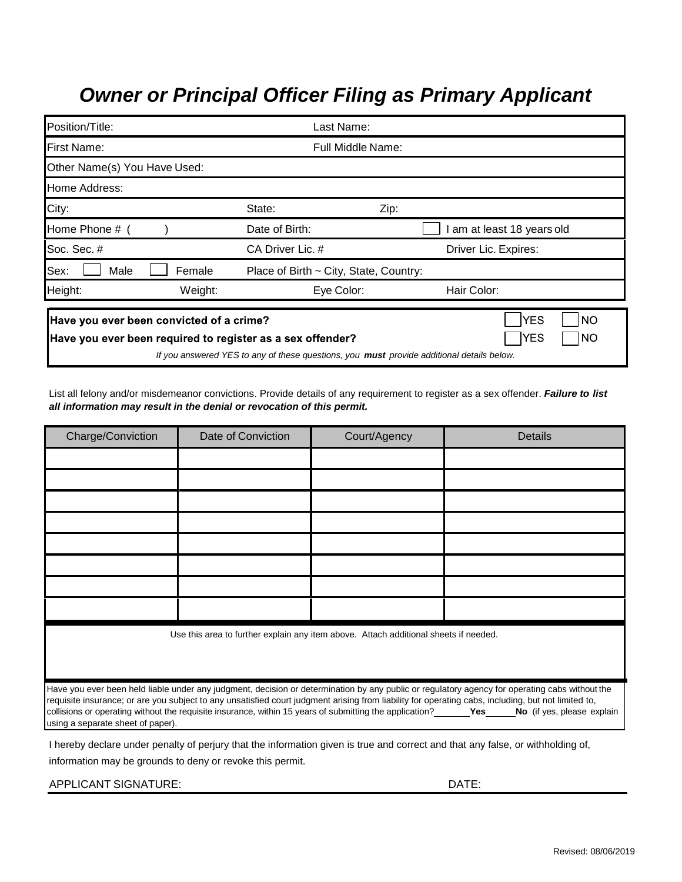# *Owner or Principal Officer Filing as Primary Applicant*

| | | | |
|---|---|---|---|
| Position/Title: | | Last Name: | |
| First Name: | | Full Middle Name: | |
| Other Name(s) You Have Used: | | | |
| Home Address: | | | |
| City: | State: | Zip: | |
| Home Phone # (    ) | Date of Birth: | | ☐ I am at least 18 years old |
| Soc. Sec. # | CA Driver Lic. # | | Driver Lic. Expires: |
| Sex: ☐ Male ☐ Female | Place of Birth ~ City, State, Country: | | |
| Height: Weight: | | Eye Color: | Hair Color: |

**Have you ever been convicted of a crime?** ☐ YES ☐ NO

**Have you ever been required to register as a sex offender?** ☐ YES ☐ NO

*If you answered YES to any of these questions, you **must** provide additional details below.*

List all felony and/or misdemeanor convictions. Provide details of any requirement to register as a sex offender. ***Failure to list all information may result in the denial or revocation of this permit.***

| Charge/Conviction | Date of Conviction | Court/Agency | Details |
|---|---|---|---|
| | | | |
| | | | |
| | | | |
| | | | |
| | | | |
| | | | |
| | | | |
| | | | |

Use this area to further explain any item above. Attach additional sheets if needed.

Have you ever been held liable under any judgment, decision or determination by any public or regulatory agency for operating cabs without the requisite insurance; or are you subject to any unsatisfied court judgment arising from liability for operating cabs, including, but not limited to, collisions or operating without the requisite insurance, within 15 years of submitting the application? ______ **Yes** ______ **No** (if yes, please explain using a separate sheet of paper).

I hereby declare under penalty of perjury that the information given is true and correct and that any false, or withholding of, information may be grounds to deny or revoke this permit.

APPLICANT SIGNATURE: DATE:

Revised: 08/06/2019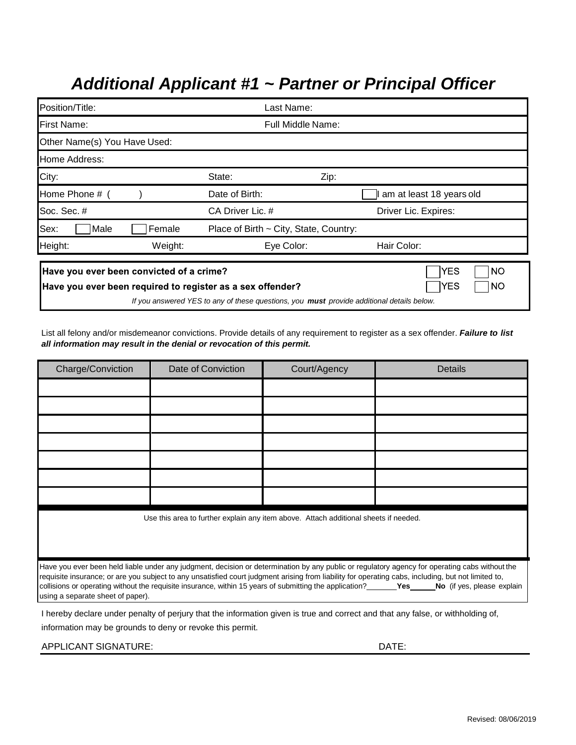# *Additional Applicant #1 ~ Partner or Principal Officer*

| | | | |
|---|---|---|---|
| Position/Title: | | Last Name: | |
| First Name: | | Full Middle Name: | |
| Other Name(s) You Have Used: | | | |
| Home Address: | | | |
| City: | State: | Zip: | |
| Home Phone # ( ) | Date of Birth: | | ☐ I am at least 18 years old |
| Soc. Sec. # | CA Driver Lic. # | | Driver Lic. Expires: |
| Sex: ☐ Male ☐ Female | Place of Birth ~ City, State, Country: | | |
| Height: Weight: | | Eye Color: | Hair Color: |

**Have you ever been convicted of a crime?** ☐ YES ☐ NO

**Have you ever been required to register as a sex offender?** ☐ YES ☐ NO

*If you answered YES to any of these questions, you **must** provide additional details below.*

List all felony and/or misdemeanor convictions. Provide details of any requirement to register as a sex offender. ***Failure to list all information may result in the denial or revocation of this permit.***

| Charge/Conviction | Date of Conviction | Court/Agency | Details |
|---|---|---|---|
| | | | |
| | | | |
| | | | |
| | | | |
| | | | |
| | | | |
| | | | |

Use this area to further explain any item above. Attach additional sheets if needed.

Have you ever been held liable under any judgment, decision or determination by any public or regulatory agency for operating cabs without the requisite insurance; or are you subject to any unsatisfied court judgment arising from liability for operating cabs, including, but not limited to, collisions or operating without the requisite insurance, within 15 years of submitting the application?_______**Yes**______**No** (if yes, please explain using a separate sheet of paper).

I hereby declare under penalty of perjury that the information given is true and correct and that any false, or withholding of, information may be grounds to deny or revoke this permit.

APPLICANT SIGNATURE: DATE:

Revised: 08/06/2019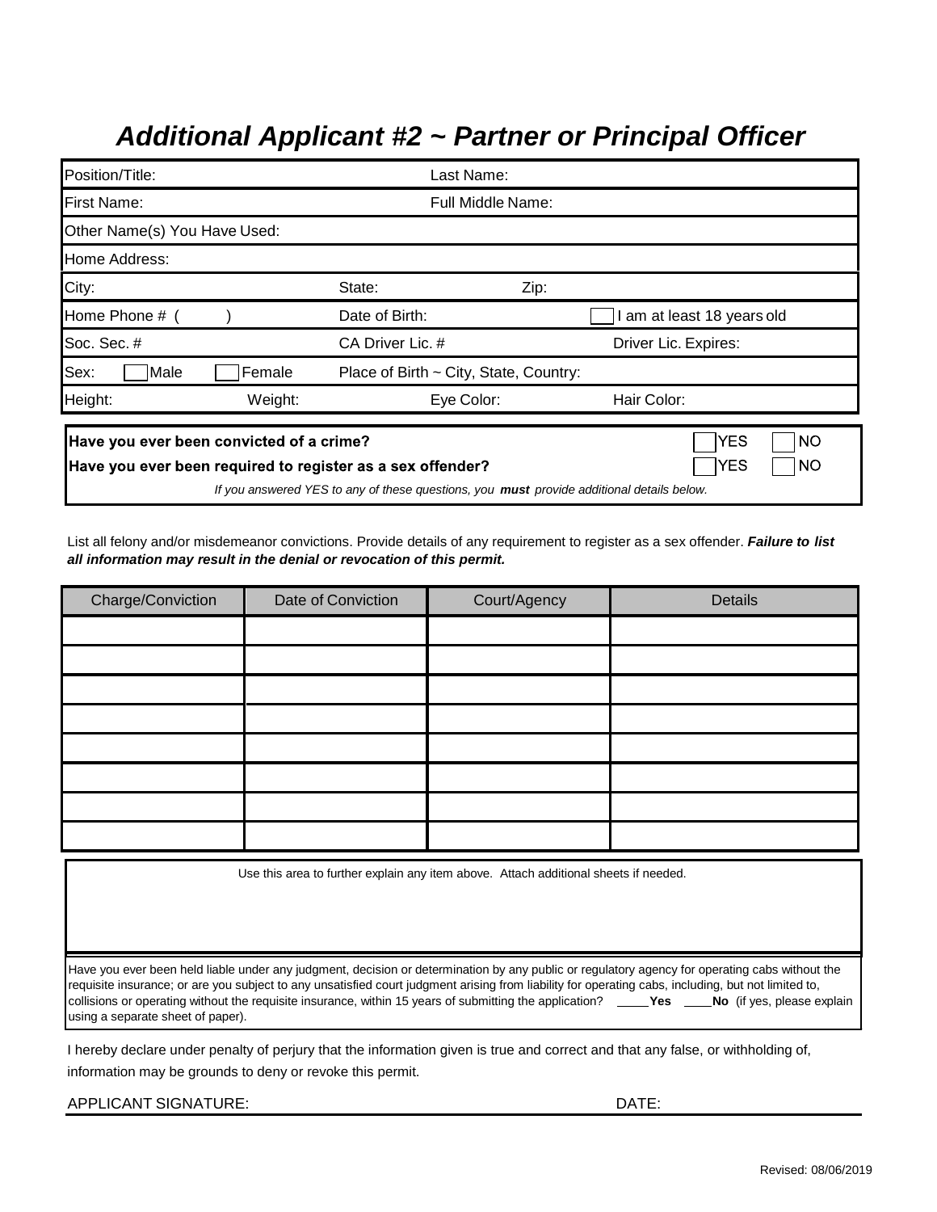# *Additional Applicant #2 ~ Partner or Principal Officer*

| | | | |
|---|---|---|---|
| Position/Title: | | Last Name: | |
| First Name: | | Full Middle Name: | |
| Other Name(s) You Have Used: | | | |
| Home Address: | | | |
| City: | State: | Zip: | |
| Home Phone # ( ) | Date of Birth: | | ☐ I am at least 18 years old |
| Soc. Sec. # | CA Driver Lic. # | | Driver Lic. Expires: |
| Sex: ☐ Male ☐ Female | Place of Birth ~ City, State, Country: | | |
| Height: Weight: | | Eye Color: | Hair Color: |

**Have you ever been convicted of a crime?** ☐ YES ☐ NO

**Have you ever been required to register as a sex offender?** ☐ YES ☐ NO

*If you answered YES to any of these questions, you* ***must*** *provide additional details below.*

List all felony and/or misdemeanor convictions. Provide details of any requirement to register as a sex offender. ***Failure to list all information may result in the denial or revocation of this permit.***

| Charge/Conviction | Date of Conviction | Court/Agency | Details |
|---|---|---|---|
| | | | |
| | | | |
| | | | |
| | | | |
| | | | |
| | | | |
| | | | |
| | | | |

Use this area to further explain any item above. Attach additional sheets if needed.

Have you ever been held liable under any judgment, decision or determination by any public or regulatory agency for operating cabs without the requisite insurance; or are you subject to any unsatisfied court judgment arising from liability for operating cabs, including, but not limited to, collisions or operating without the requisite insurance, within 15 years of submitting the application? _____**Yes** ____**No** (if yes, please explain using a separate sheet of paper).

I hereby declare under penalty of perjury that the information given is true and correct and that any false, or withholding of, information may be grounds to deny or revoke this permit.

APPLICANT SIGNATURE: DATE:

Revised: 08/06/2019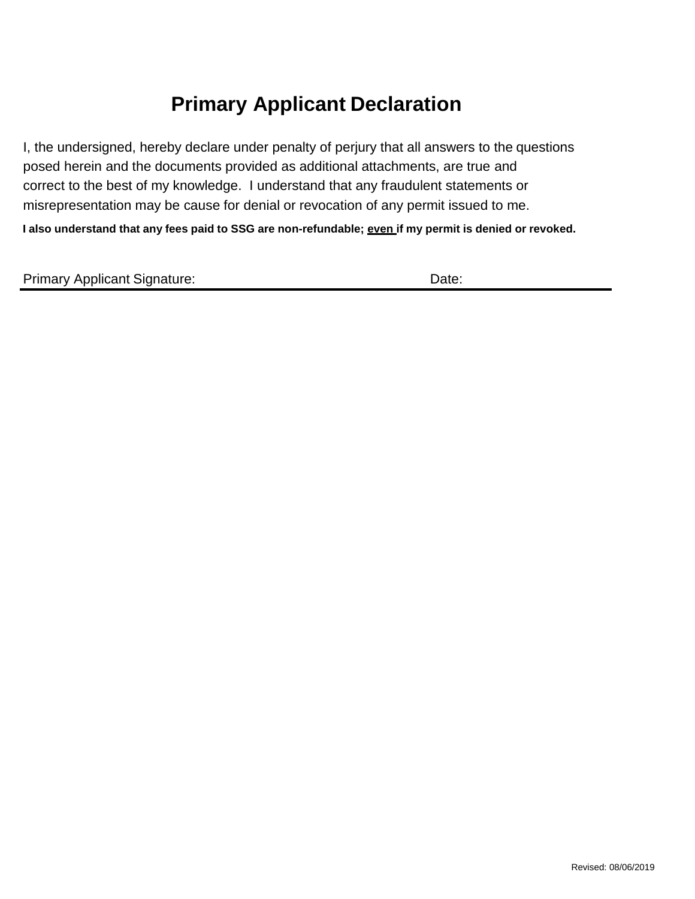## Primary Applicant Declaration

I, the undersigned, hereby declare under penalty of perjury that all answers to the questions posed herein and the documents provided as additional attachments, are true and correct to the best of my knowledge. I understand that any fraudulent statements or misrepresentation may be cause for denial or revocation of any permit issued to me.

**I also understand that any fees paid to SSG are non-refundable; <u>even</u> if my permit is denied or revoked.**

Primary Applicant Signature: Date:

Revised: 08/06/2019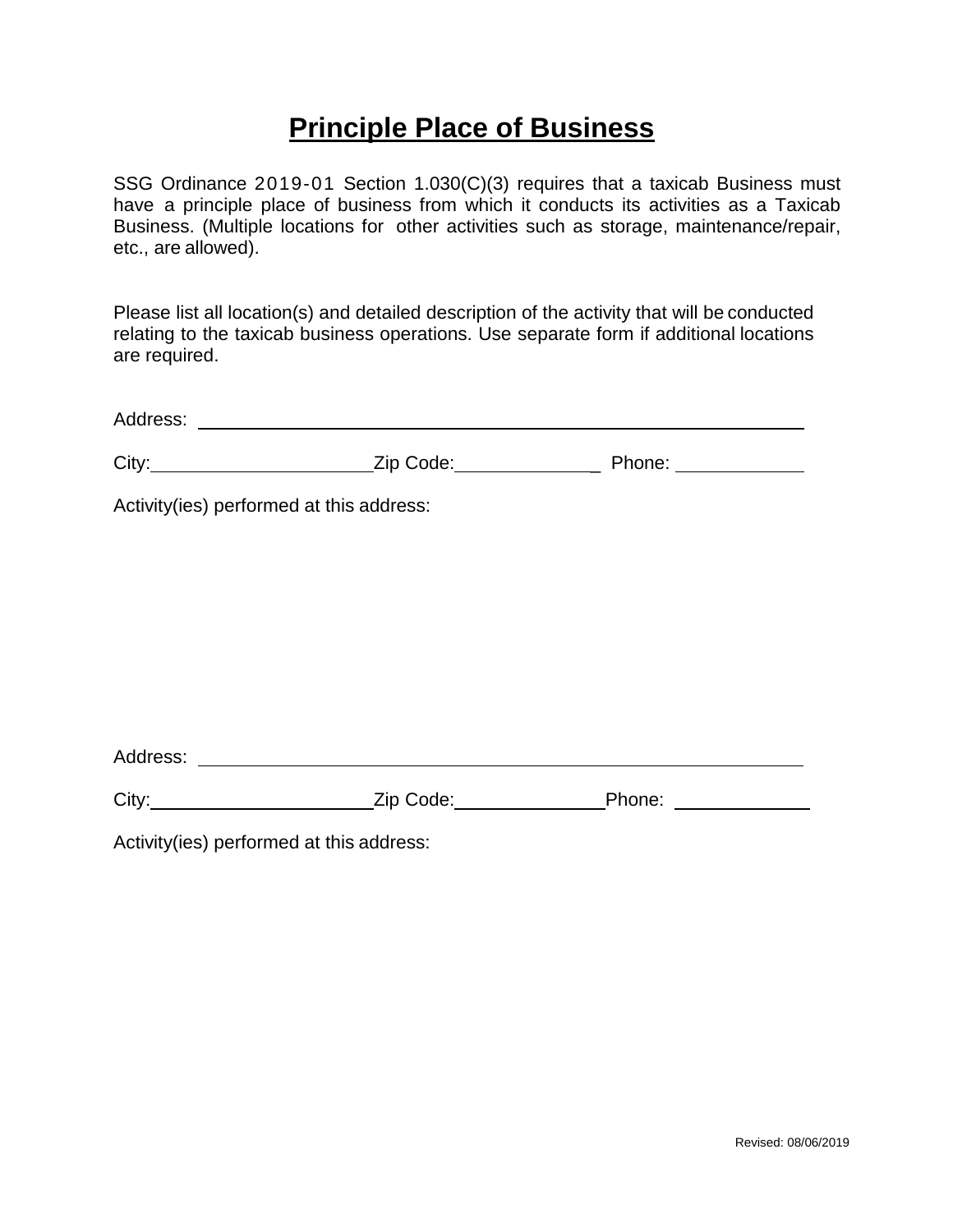# Principle Place of Business

SSG Ordinance 2019-01 Section 1.030(C)(3) requires that a taxicab Business must have a principle place of business from which it conducts its activities as a Taxicab Business. (Multiple locations for other activities such as storage, maintenance/repair, etc., are allowed).

Please list all location(s) and detailed description of the activity that will be conducted relating to the taxicab business operations. Use separate form if additional locations are required.

Address: ______________________________________________________________

City: ______________________ Zip Code: ______________ Phone: ____________

Activity(ies) performed at this address:

Address: ______________________________________________________________

City: ______________________ Zip Code: ______________ Phone: ____________

Activity(ies) performed at this address:

Revised: 08/06/2019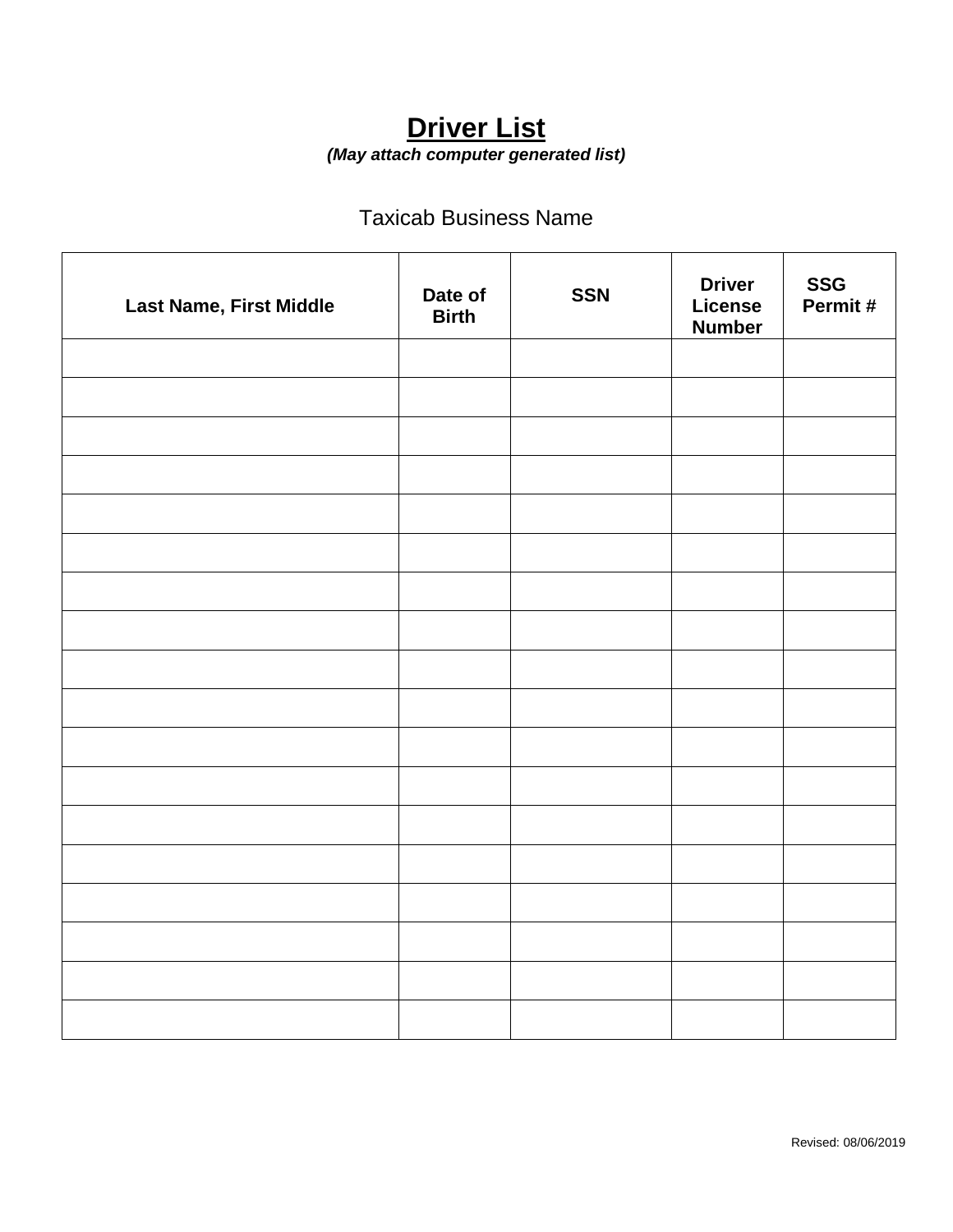# **Driver List**

***(May attach computer generated list)***

Taxicab Business Name

| **Last Name, First Middle** | **Date of Birth** | **SSN** | **Driver License Number** | **SSG Permit #** |
|---|---|---|---|---|
| | | | | |
| | | | | |
| | | | | |
| | | | | |
| | | | | |
| | | | | |
| | | | | |
| | | | | |
| | | | | |
| | | | | |
| | | | | |
| | | | | |
| | | | | |
| | | | | |
| | | | | |
| | | | | |
| | | | | |
| | | | | |

Revised: 08/06/2019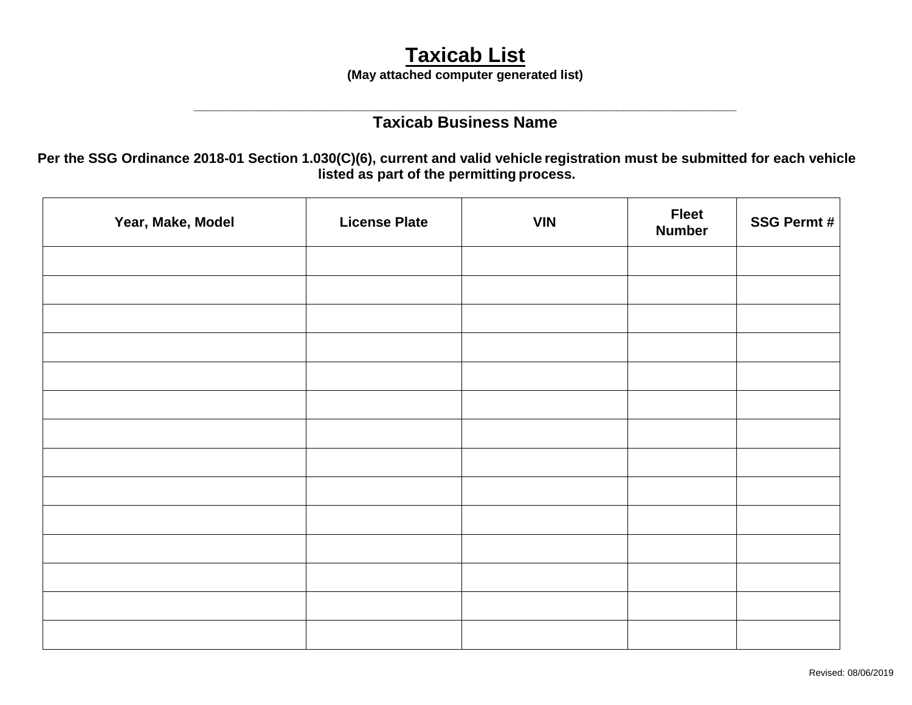# Taxicab List

**(May attached computer generated list)**

\_\_\_\_\_\_\_\_\_\_\_\_\_\_\_\_\_\_\_\_\_\_\_\_\_\_\_\_\_\_\_\_\_\_\_\_\_\_\_\_\_\_\_\_\_\_\_\_\_\_\_\_\_\_\_\_\_\_\_\_\_\_\_\_\_\_\_\_\_\_

**Taxicab Business Name**

**Per the SSG Ordinance 2018-01 Section 1.030(C)(6), current and valid vehicle registration must be submitted for each vehicle listed as part of the permitting process.**

| Year, Make, Model | License Plate | VIN | Fleet Number | SSG Permt # |
|---|---|---|---|---|
| | | | | |
| | | | | |
| | | | | |
| | | | | |
| | | | | |
| | | | | |
| | | | | |
| | | | | |
| | | | | |
| | | | | |
| | | | | |
| | | | | |
| | | | | |
| | | | | |

Revised: 08/06/2019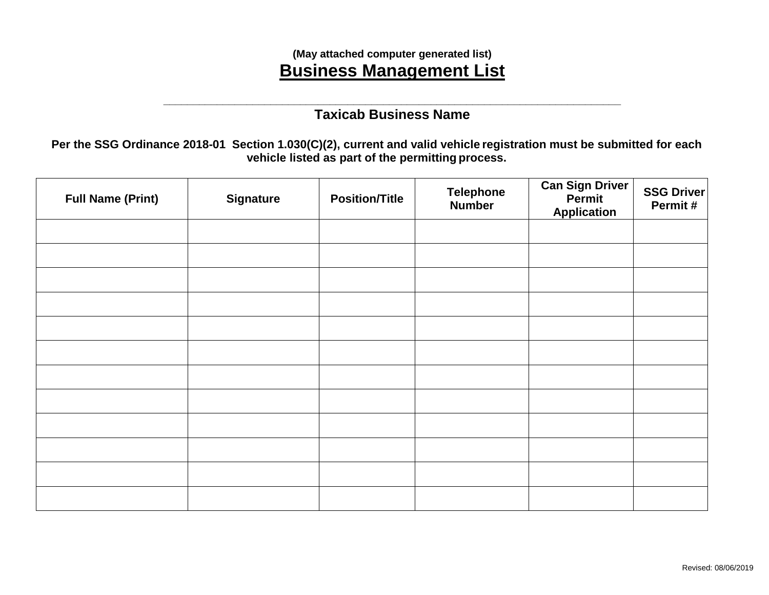**(May attached computer generated list)**

# Business Management List

\_\_\_\_\_\_\_\_\_\_\_\_\_\_\_\_\_\_\_\_\_\_\_\_\_\_\_\_\_\_\_\_\_\_\_\_\_\_\_\_\_\_\_\_\_\_\_\_\_\_\_\_\_\_\_\_\_\_\_\_\_\_\_\_

**Taxicab Business Name**

**Per the SSG Ordinance 2018-01 Section 1.030(C)(2), current and valid vehicle registration must be submitted for each vehicle listed as part of the permitting process.**

| Full Name (Print) | Signature | Position/Title | Telephone Number | Can Sign Driver Permit Application | SSG Driver Permit # |
|---|---|---|---|---|---|
| | | | | | |
| | | | | | |
| | | | | | |
| | | | | | |
| | | | | | |
| | | | | | |
| | | | | | |
| | | | | | |
| | | | | | |
| | | | | | |
| | | | | | |
| | | | | | |

Revised: 08/06/2019